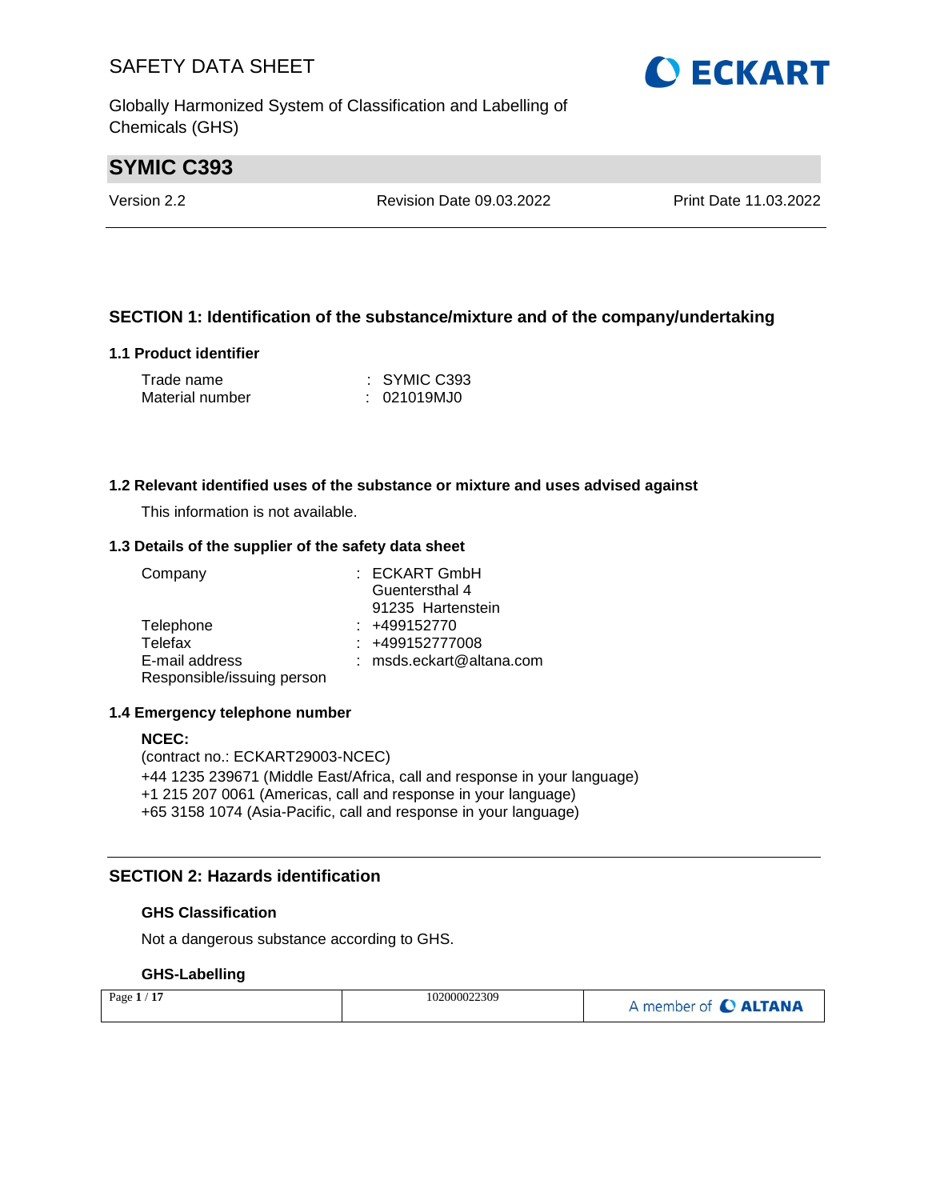# SAFETY DATA SHEET

Globally Harmonized System of Classification and Labelling of Chemicals (GHS)

## SYMIC C393

Version 2.2 | Revision Date 09.03.2022 | Print Date 11.03.2022

## SECTION 1: Identification of the substance/mixture and of the company/undertaking

### 1.1 Product identifier

| | |
|---|---|
| Trade name | : SYMIC C393 |
| Material number | : 021019MJ0 |

### 1.2 Relevant identified uses of the substance or mixture and uses advised against

This information is not available.

### 1.3 Details of the supplier of the safety data sheet

| | |
|---|---|
| Company | : ECKART GmbH<br>Guentersthal 4<br>91235 Hartenstein |
| Telephone | : +499152770 |
| Telefax | : +499152777008 |
| E-mail address | : msds.eckart@altana.com |
| Responsible/issuing person | |

### 1.4 Emergency telephone number

**NCEC:**
(contract no.: ECKART29003-NCEC)
+44 1235 239671 (Middle East/Africa, call and response in your language)
+1 215 207 0061 (Americas, call and response in your language)
+65 3158 1074 (Asia-Pacific, call and response in your language)

## SECTION 2: Hazards identification

### GHS Classification

Not a dangerous substance according to GHS.

### GHS-Labelling

102000022309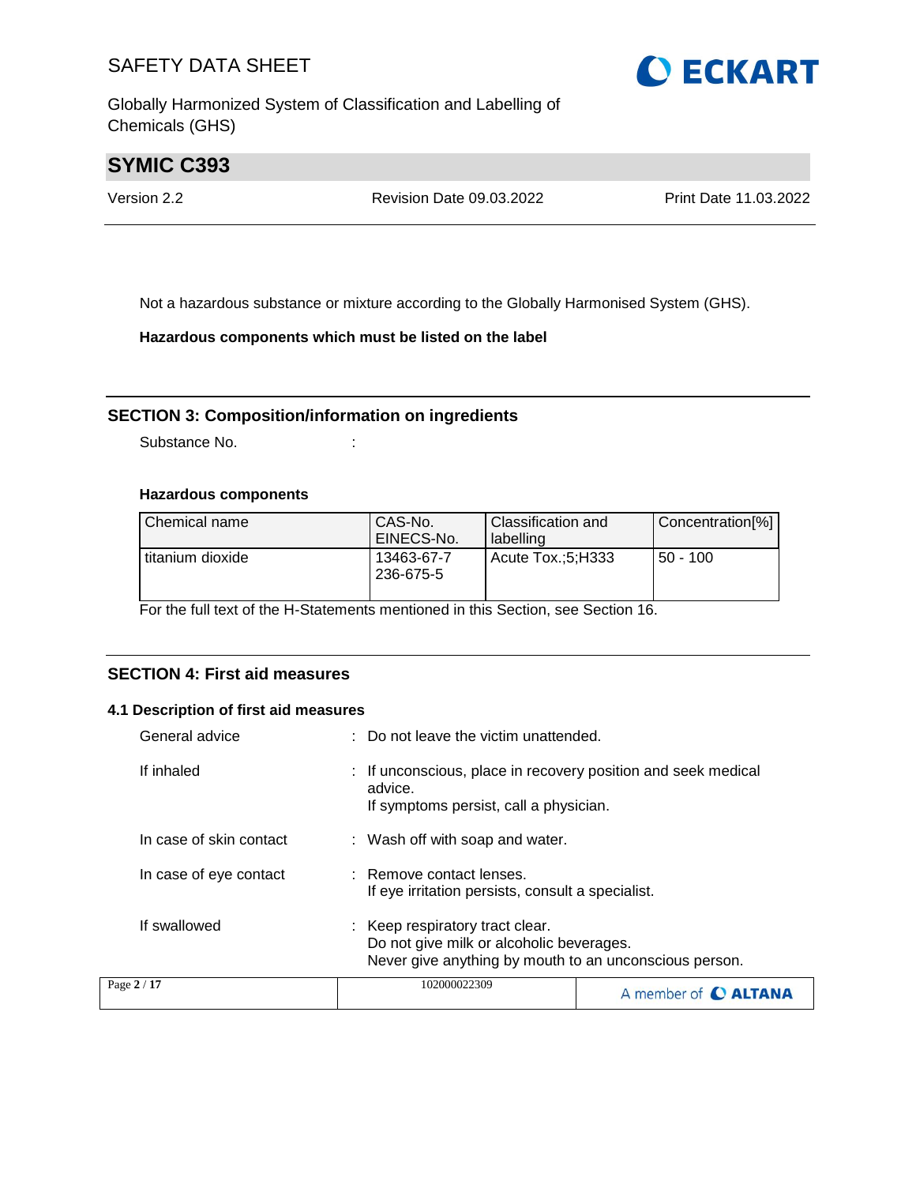Not a hazardous substance or mixture according to the Globally Harmonised System (GHS).

**Hazardous components which must be listed on the label**

## SECTION 3: Composition/information on ingredients

Substance No. :

**Hazardous components**

| Chemical name | CAS-No.<br>EINECS-No. | Classification and labelling | Concentration[%] |
|---|---|---|---|
| titanium dioxide | 13463-67-7<br>236-675-5 | Acute Tox.;5;H333 | 50 - 100 |

For the full text of the H-Statements mentioned in this Section, see Section 16.

## SECTION 4: First aid measures

### 4.1 Description of first aid measures

General advice : Do not leave the victim unattended.

If inhaled : If unconscious, place in recovery position and seek medical advice.
If symptoms persist, call a physician.

In case of skin contact : Wash off with soap and water.

In case of eye contact : Remove contact lenses.
If eye irritation persists, consult a specialist.

If swallowed : Keep respiratory tract clear.
Do not give milk or alcoholic beverages.
Never give anything by mouth to an unconscious person.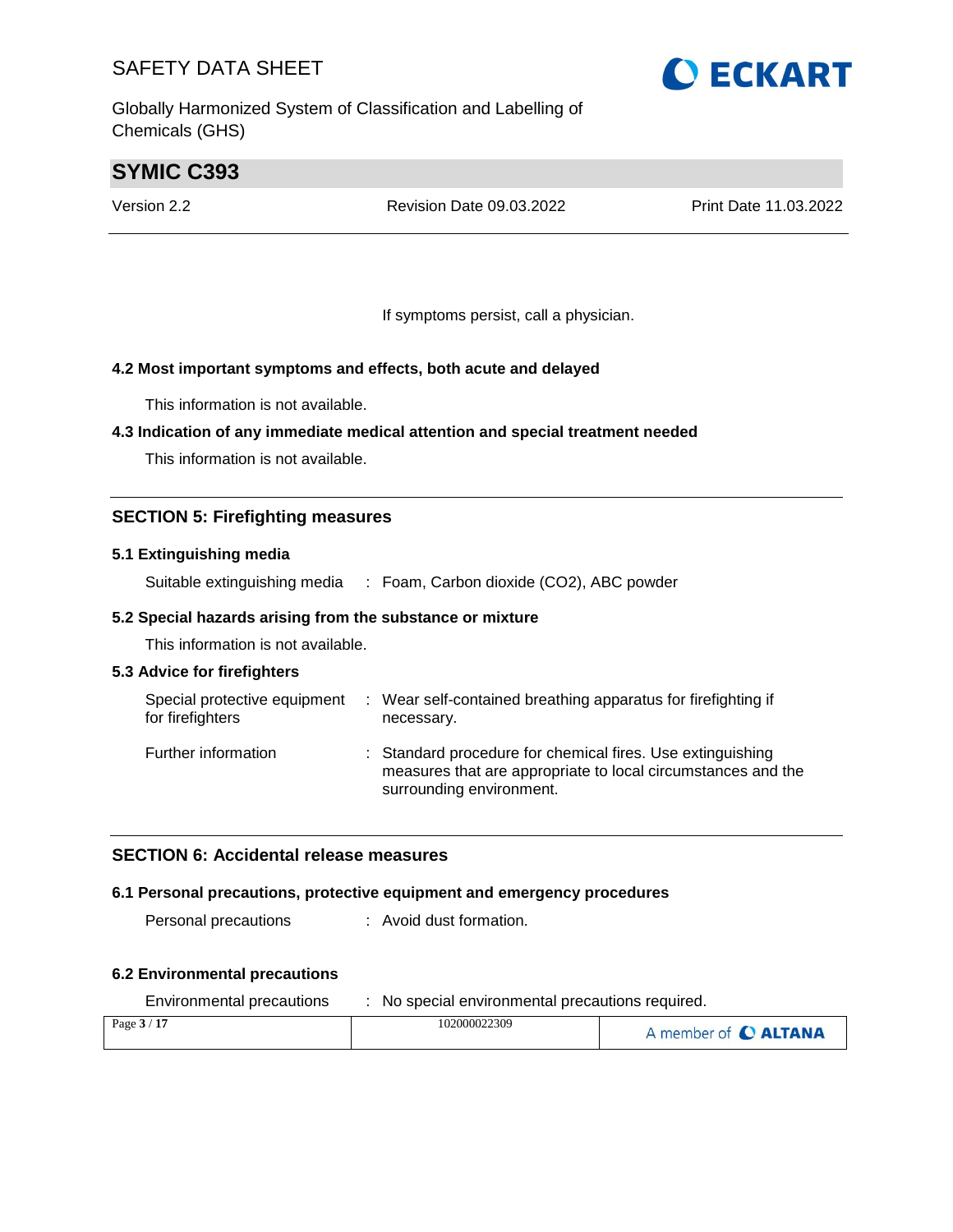If symptoms persist, call a physician.

### 4.2 Most important symptoms and effects, both acute and delayed

This information is not available.

### 4.3 Indication of any immediate medical attention and special treatment needed

This information is not available.

## SECTION 5: Firefighting measures

### 5.1 Extinguishing media

Suitable extinguishing media : Foam, Carbon dioxide ($CO_2$), ABC powder

### 5.2 Special hazards arising from the substance or mixture

This information is not available.

### 5.3 Advice for firefighters

Special protective equipment for firefighters : Wear self-contained breathing apparatus for firefighting if necessary.

Further information : Standard procedure for chemical fires. Use extinguishing measures that are appropriate to local circumstances and the surrounding environment.

## SECTION 6: Accidental release measures

### 6.1 Personal precautions, protective equipment and emergency procedures

Personal precautions : Avoid dust formation.

### 6.2 Environmental precautions

Environmental precautions : No special environmental precautions required.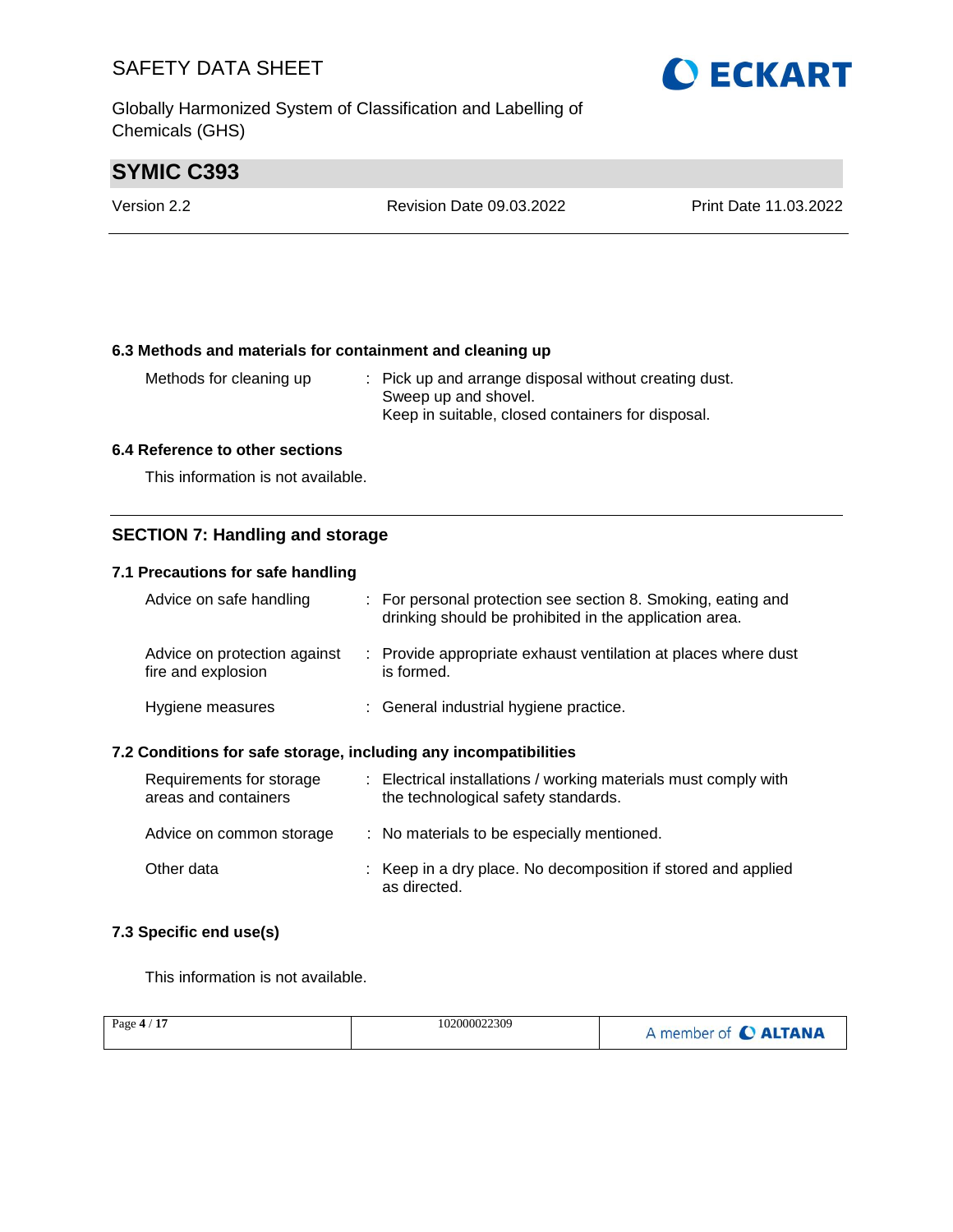### 6.3 Methods and materials for containment and cleaning up

| | |
|---|---|
| Methods for cleaning up | : Pick up and arrange disposal without creating dust. Sweep up and shovel. Keep in suitable, closed containers for disposal. |

### 6.4 Reference to other sections

This information is not available.

## SECTION 7: Handling and storage

### 7.1 Precautions for safe handling

| | |
|---|---|
| Advice on safe handling | : For personal protection see section 8. Smoking, eating and drinking should be prohibited in the application area. |
| Advice on protection against fire and explosion | : Provide appropriate exhaust ventilation at places where dust is formed. |
| Hygiene measures | : General industrial hygiene practice. |

### 7.2 Conditions for safe storage, including any incompatibilities

| | |
|---|---|
| Requirements for storage areas and containers | : Electrical installations / working materials must comply with the technological safety standards. |
| Advice on common storage | : No materials to be especially mentioned. |
| Other data | : Keep in a dry place. No decomposition if stored and applied as directed. |

### 7.3 Specific end use(s)

This information is not available.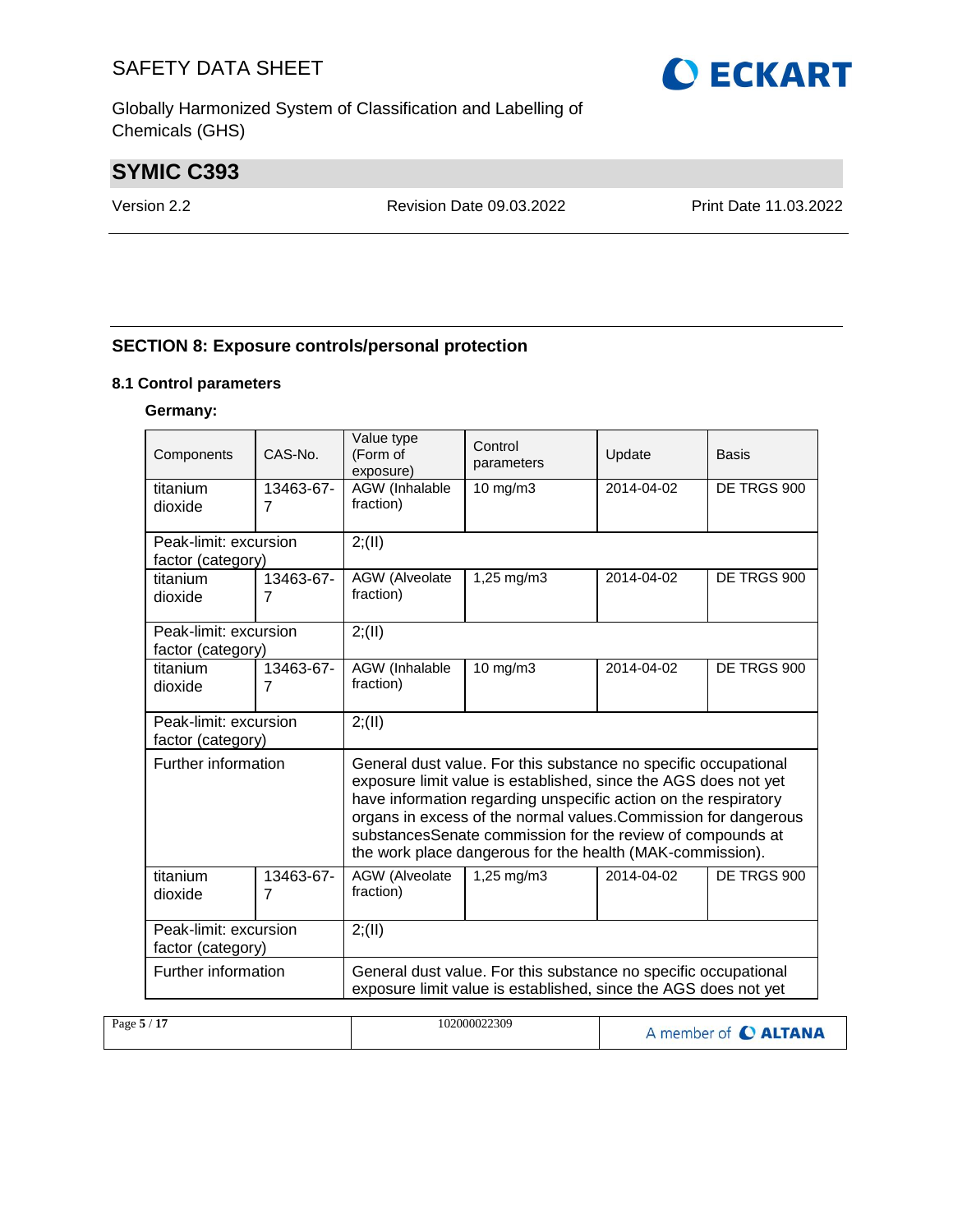## SECTION 8: Exposure controls/personal protection

### 8.1 Control parameters

**Germany:**

| Components | CAS-No. | Value type (Form of exposure) | Control parameters | Update | Basis |
|---|---|---|---|---|---|
| titanium dioxide | 13463-67-7 | AGW (Inhalable fraction) | 10 mg/m3 | 2014-04-02 | DE TRGS 900 |
| Peak-limit: excursion factor (category) | | 2;(II) | | | |
| titanium dioxide | 13463-67-7 | AGW (Alveolate fraction) | 1,25 mg/m3 | 2014-04-02 | DE TRGS 900 |
| Peak-limit: excursion factor (category) | | 2;(II) | | | |
| titanium dioxide | 13463-67-7 | AGW (Inhalable fraction) | 10 mg/m3 | 2014-04-02 | DE TRGS 900 |
| Peak-limit: excursion factor (category) | | 2;(II) | | | |
| Further information | | General dust value. For this substance no specific occupational exposure limit value is established, since the AGS does not yet have information regarding unspecific action on the respiratory organs in excess of the normal values.Commission for dangerous substancesSenate commission for the review of compounds at the work place dangerous for the health (MAK-commission). | | | |
| titanium dioxide | 13463-67-7 | AGW (Alveolate fraction) | 1,25 mg/m3 | 2014-04-02 | DE TRGS 900 |
| Peak-limit: excursion factor (category) | | 2;(II) | | | |
| Further information | | General dust value. For this substance no specific occupational exposure limit value is established, since the AGS does not yet | | | |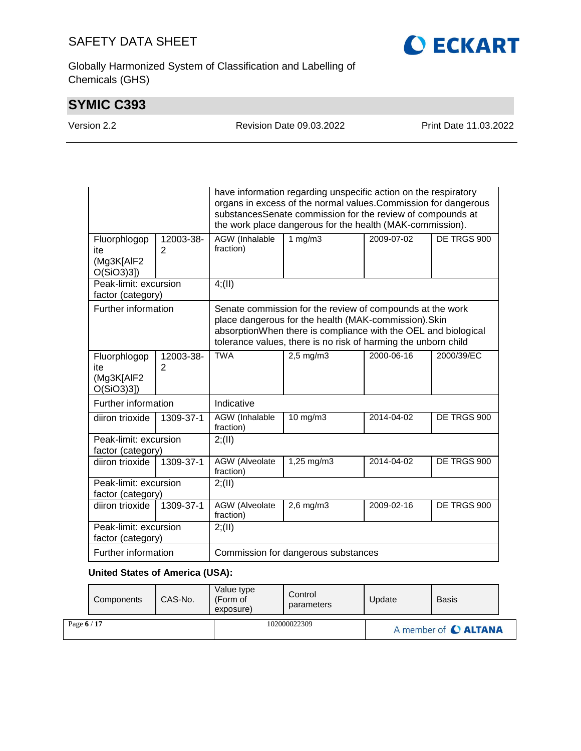| | | | | | |
|---|---|---|---|---|---|
| | | have information regarding unspecific action on the respiratory organs in excess of the normal values.Commission for dangerous substancesSenate commission for the review of compounds at the work place dangerous for the health (MAK-commission). | | | |
| Fluorphlogopite (Mg3K[AlF2 O(SiO3)3]) | 12003-38-2 | AGW (Inhalable fraction) | 1 mg/m3 | 2009-07-02 | DE TRGS 900 |
| Peak-limit: excursion factor (category) | | 4;(II) | | | |
| Further information | | Senate commission for the review of compounds at the work place dangerous for the health (MAK-commission).Skin absorptionWhen there is compliance with the OEL and biological tolerance values, there is no risk of harming the unborn child | | | |
| Fluorphlogopite (Mg3K[AlF2 O(SiO3)3]) | 12003-38-2 | TWA | 2,5 mg/m3 | 2000-06-16 | 2000/39/EC |
| Further information | | Indicative | | | |
| diiron trioxide | 1309-37-1 | AGW (Inhalable fraction) | 10 mg/m3 | 2014-04-02 | DE TRGS 900 |
| Peak-limit: excursion factor (category) | | 2;(II) | | | |
| diiron trioxide | 1309-37-1 | AGW (Alveolate fraction) | 1,25 mg/m3 | 2014-04-02 | DE TRGS 900 |
| Peak-limit: excursion factor (category) | | 2;(II) | | | |
| diiron trioxide | 1309-37-1 | AGW (Alveolate fraction) | 2,6 mg/m3 | 2009-02-16 | DE TRGS 900 |
| Peak-limit: excursion factor (category) | | 2;(II) | | | |
| Further information | | Commission for dangerous substances | | | |

**United States of America (USA):**

| Components | CAS-No. | Value type (Form of exposure) | Control parameters | Update | Basis |
|---|---|---|---|---|---|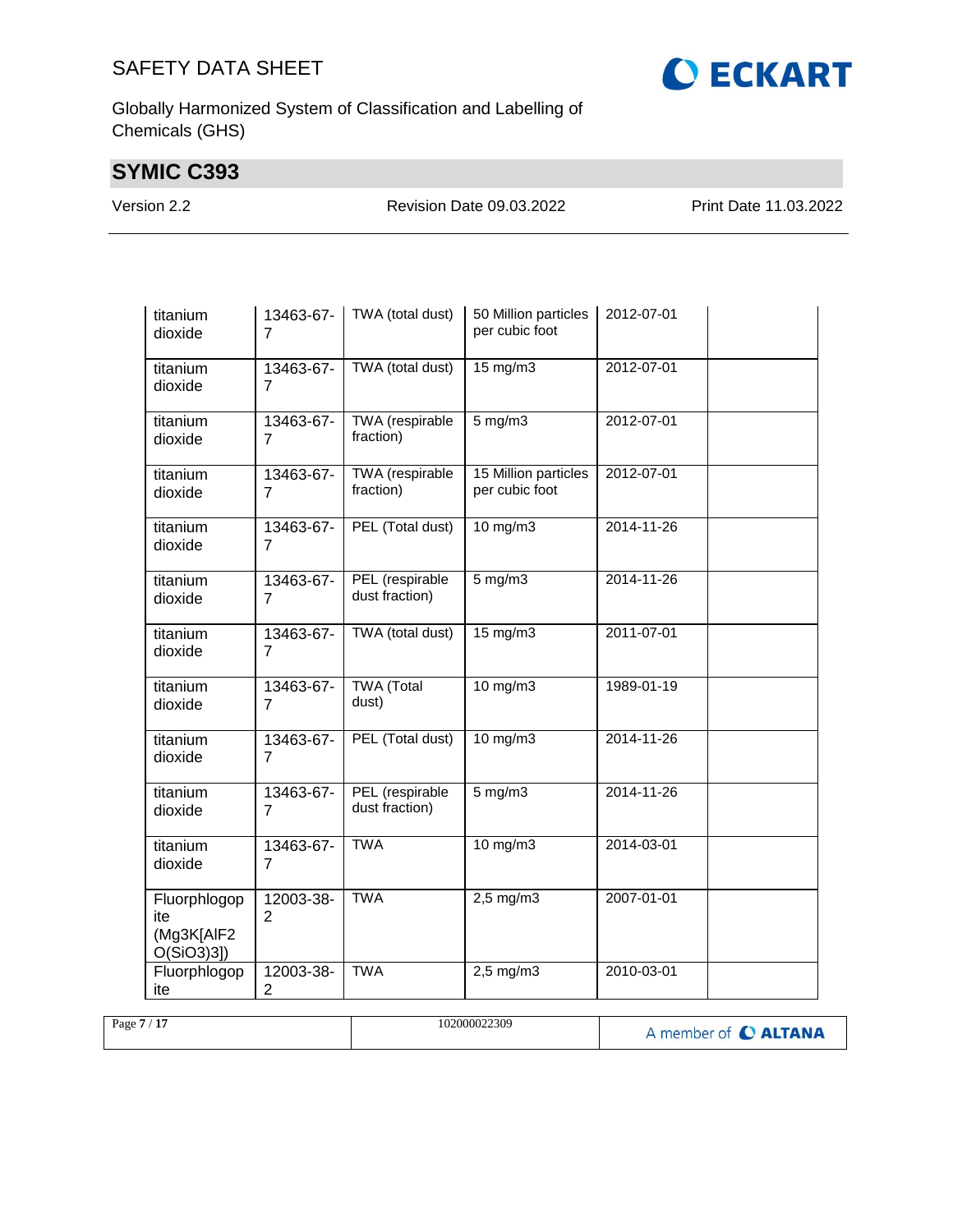| | | | | | |
|---|---|---|---|---|---|
| titanium dioxide | 13463-67-7 | TWA (total dust) | 50 Million particles per cubic foot | 2012-07-01 | |
| titanium dioxide | 13463-67-7 | TWA (total dust) | 15 mg/m3 | 2012-07-01 | |
| titanium dioxide | 13463-67-7 | TWA (respirable fraction) | 5 mg/m3 | 2012-07-01 | |
| titanium dioxide | 13463-67-7 | TWA (respirable fraction) | 15 Million particles per cubic foot | 2012-07-01 | |
| titanium dioxide | 13463-67-7 | PEL (Total dust) | 10 mg/m3 | 2014-11-26 | |
| titanium dioxide | 13463-67-7 | PEL (respirable dust fraction) | 5 mg/m3 | 2014-11-26 | |
| titanium dioxide | 13463-67-7 | TWA (total dust) | 15 mg/m3 | 2011-07-01 | |
| titanium dioxide | 13463-67-7 | TWA (Total dust) | 10 mg/m3 | 1989-01-19 | |
| titanium dioxide | 13463-67-7 | PEL (Total dust) | 10 mg/m3 | 2014-11-26 | |
| titanium dioxide | 13463-67-7 | PEL (respirable dust fraction) | 5 mg/m3 | 2014-11-26 | |
| titanium dioxide | 13463-67-7 | TWA | 10 mg/m3 | 2014-03-01 | |
| Fluorphlogopite (Mg3K[AlF2 O(SiO3)3]) | 12003-38-2 | TWA | 2,5 mg/m3 | 2007-01-01 | |
| Fluorphlogopite | 12003-38-2 | TWA | 2,5 mg/m3 | 2010-03-01 | |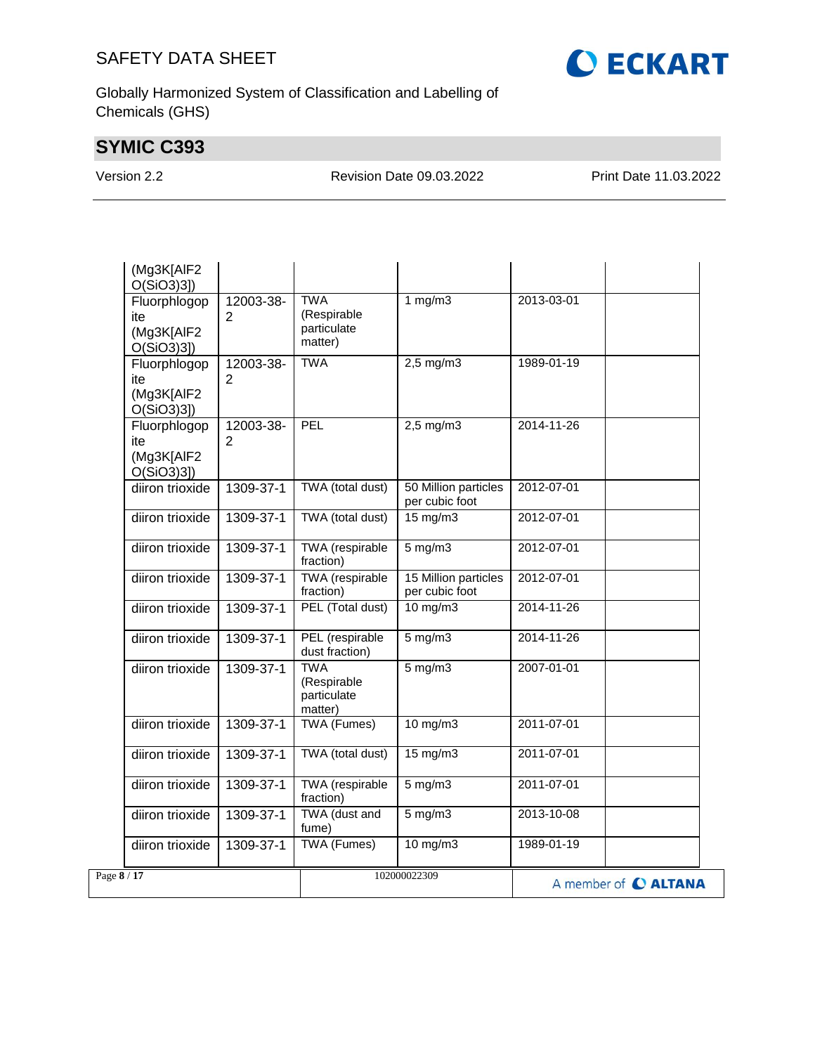| | | | | | |
|---|---|---|---|---|---|
| (Mg3K[AlF2 O(SiO3)3]) | | | | | |
| Fluorphlogopite (Mg3K[AlF2 O(SiO3)3]) | 12003-38-2 | TWA (Respirable particulate matter) | 1 mg/m3 | 2013-03-01 | |
| Fluorphlogopite (Mg3K[AlF2 O(SiO3)3]) | 12003-38-2 | TWA | 2,5 mg/m3 | 1989-01-19 | |
| Fluorphlogopite (Mg3K[AlF2 O(SiO3)3]) | 12003-38-2 | PEL | 2,5 mg/m3 | 2014-11-26 | |
| diiron trioxide | 1309-37-1 | TWA (total dust) | 50 Million particles per cubic foot | 2012-07-01 | |
| diiron trioxide | 1309-37-1 | TWA (total dust) | 15 mg/m3 | 2012-07-01 | |
| diiron trioxide | 1309-37-1 | TWA (respirable fraction) | 5 mg/m3 | 2012-07-01 | |
| diiron trioxide | 1309-37-1 | TWA (respirable fraction) | 15 Million particles per cubic foot | 2012-07-01 | |
| diiron trioxide | 1309-37-1 | PEL (Total dust) | 10 mg/m3 | 2014-11-26 | |
| diiron trioxide | 1309-37-1 | PEL (respirable dust fraction) | 5 mg/m3 | 2014-11-26 | |
| diiron trioxide | 1309-37-1 | TWA (Respirable particulate matter) | 5 mg/m3 | 2007-01-01 | |
| diiron trioxide | 1309-37-1 | TWA (Fumes) | 10 mg/m3 | 2011-07-01 | |
| diiron trioxide | 1309-37-1 | TWA (total dust) | 15 mg/m3 | 2011-07-01 | |
| diiron trioxide | 1309-37-1 | TWA (respirable fraction) | 5 mg/m3 | 2011-07-01 | |
| diiron trioxide | 1309-37-1 | TWA (dust and fume) | 5 mg/m3 | 2013-10-08 | |
| diiron trioxide | 1309-37-1 | TWA (Fumes) | 10 mg/m3 | 1989-01-19 | |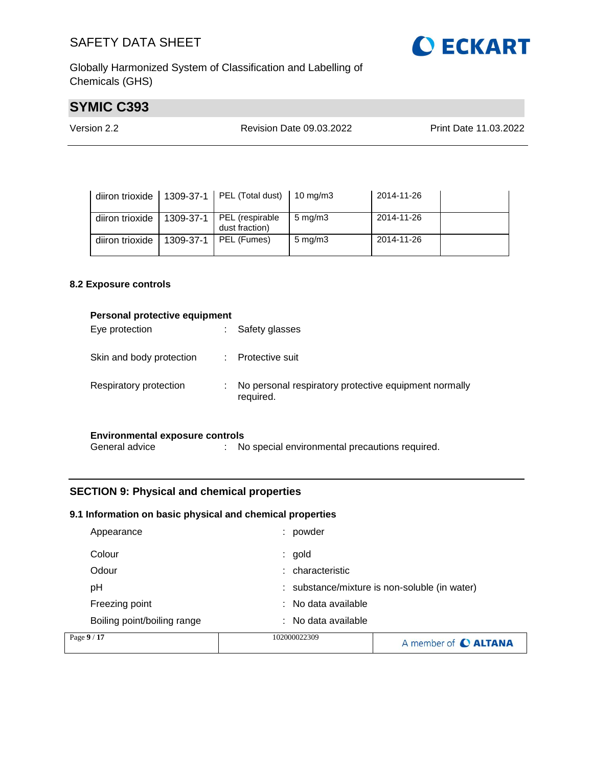| diiron trioxide | 1309-37-1 | PEL (Total dust) | 10 mg/m3 | 2014-11-26 | |
|---|---|---|---|---|---|
| diiron trioxide | 1309-37-1 | PEL (respirable dust fraction) | 5 mg/m3 | 2014-11-26 | |
| diiron trioxide | 1309-37-1 | PEL (Fumes) | 5 mg/m3 | 2014-11-26 | |

### 8.2 Exposure controls

**Personal protective equipment**

Eye protection : Safety glasses

Skin and body protection : Protective suit

Respiratory protection : No personal respiratory protective equipment normally required.

**Environmental exposure controls**

General advice : No special environmental precautions required.

## SECTION 9: Physical and chemical properties

### 9.1 Information on basic physical and chemical properties

Appearance : powder

Colour : gold

Odour : characteristic

pH : substance/mixture is non-soluble (in water)

Freezing point : No data available

Boiling point/boiling range : No data available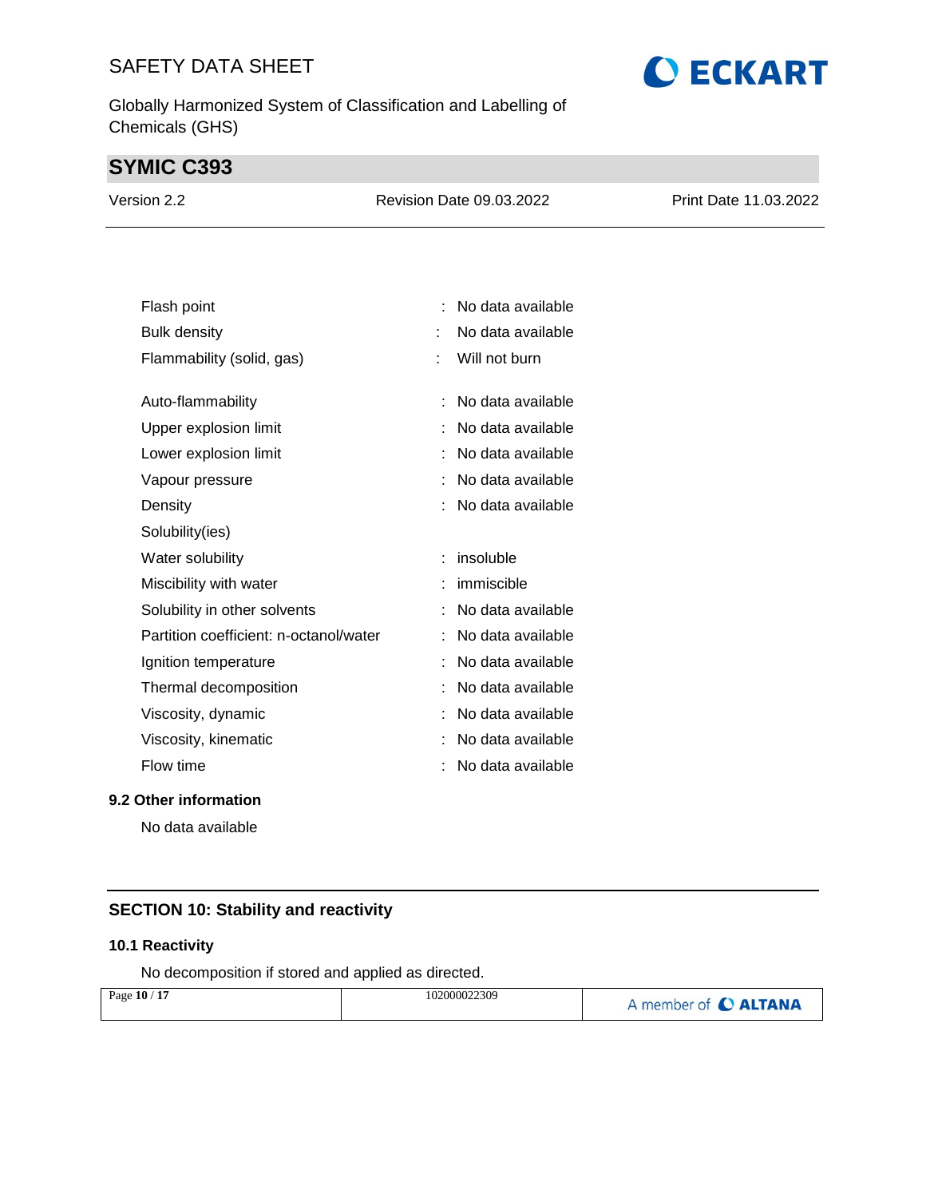| | | |
|---|---|---|
| Flash point | : | No data available |
| Bulk density | : | No data available |
| Flammability (solid, gas) | : | Will not burn |
| Auto-flammability | : | No data available |
| Upper explosion limit | : | No data available |
| Lower explosion limit | : | No data available |
| Vapour pressure | : | No data available |
| Density | : | No data available |
| Solubility(ies) | | |
| Water solubility | : | insoluble |
| Miscibility with water | : | immiscible |
| Solubility in other solvents | : | No data available |
| Partition coefficient: n-octanol/water | : | No data available |
| Ignition temperature | : | No data available |
| Thermal decomposition | : | No data available |
| Viscosity, dynamic | : | No data available |
| Viscosity, kinematic | : | No data available |
| Flow time | : | No data available |

### 9.2 Other information

No data available

## SECTION 10: Stability and reactivity

### 10.1 Reactivity

No decomposition if stored and applied as directed.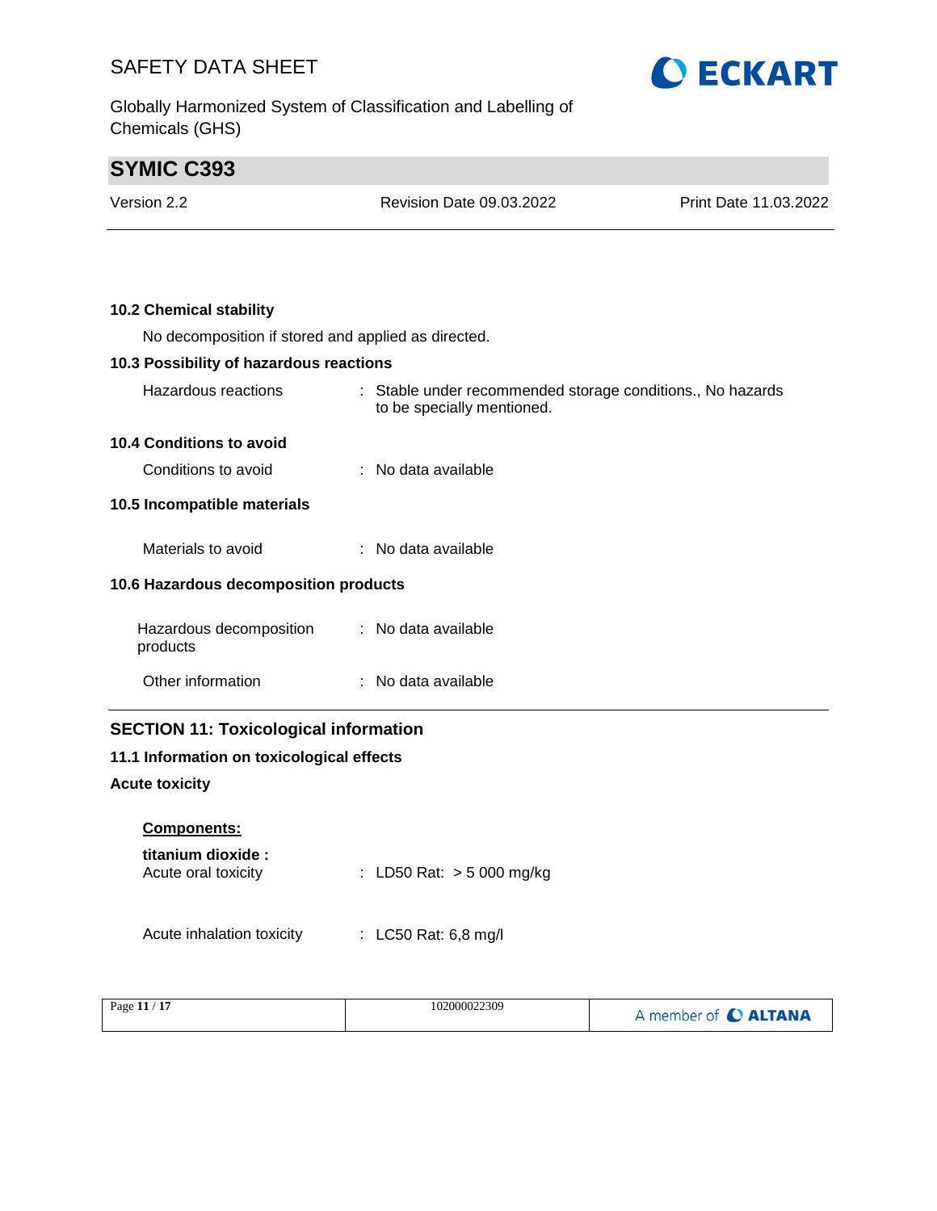**10.2 Chemical stability**

No decomposition if stored and applied as directed.

**10.3 Possibility of hazardous reactions**

Hazardous reactions : Stable under recommended storage conditions., No hazards to be specially mentioned.

**10.4 Conditions to avoid**

Conditions to avoid : No data available

**10.5 Incompatible materials**

Materials to avoid : No data available

**10.6 Hazardous decomposition products**

Hazardous decomposition products : No data available

Other information : No data available

## SECTION 11: Toxicological information

**11.1 Information on toxicological effects**

**Acute toxicity**

**Components:**

**titanium dioxide :**

Acute oral toxicity : LD50 Rat: > 5 000 mg/kg

Acute inhalation toxicity : LC50 Rat: 6,8 mg/l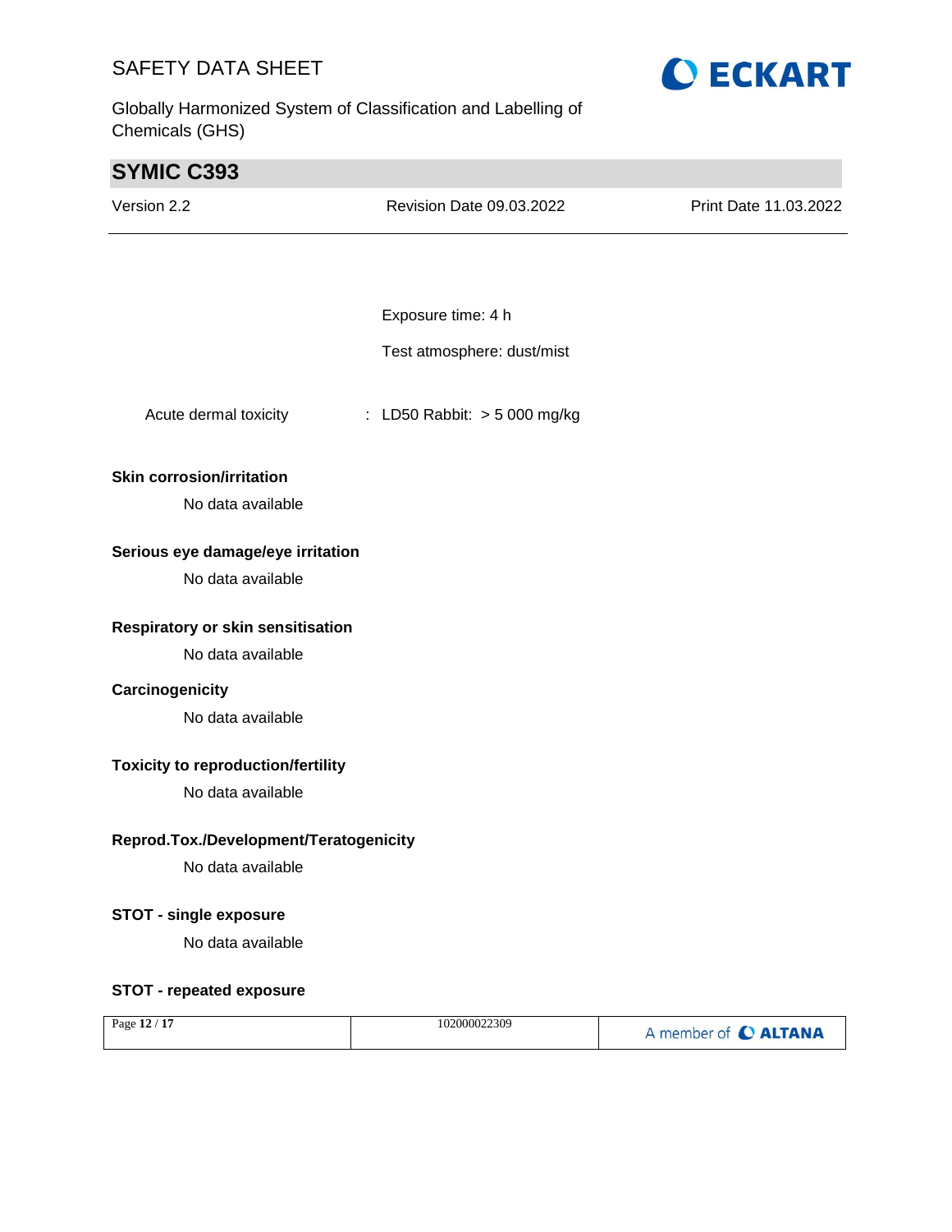Exposure time: 4 h

Test atmosphere: dust/mist

Acute dermal toxicity : LD50 Rabbit: > 5 000 mg/kg

**Skin corrosion/irritation**

No data available

**Serious eye damage/eye irritation**

No data available

**Respiratory or skin sensitisation**

No data available

**Carcinogenicity**

No data available

**Toxicity to reproduction/fertility**

No data available

**Reprod.Tox./Development/Teratogenicity**

No data available

**STOT - single exposure**

No data available

**STOT - repeated exposure**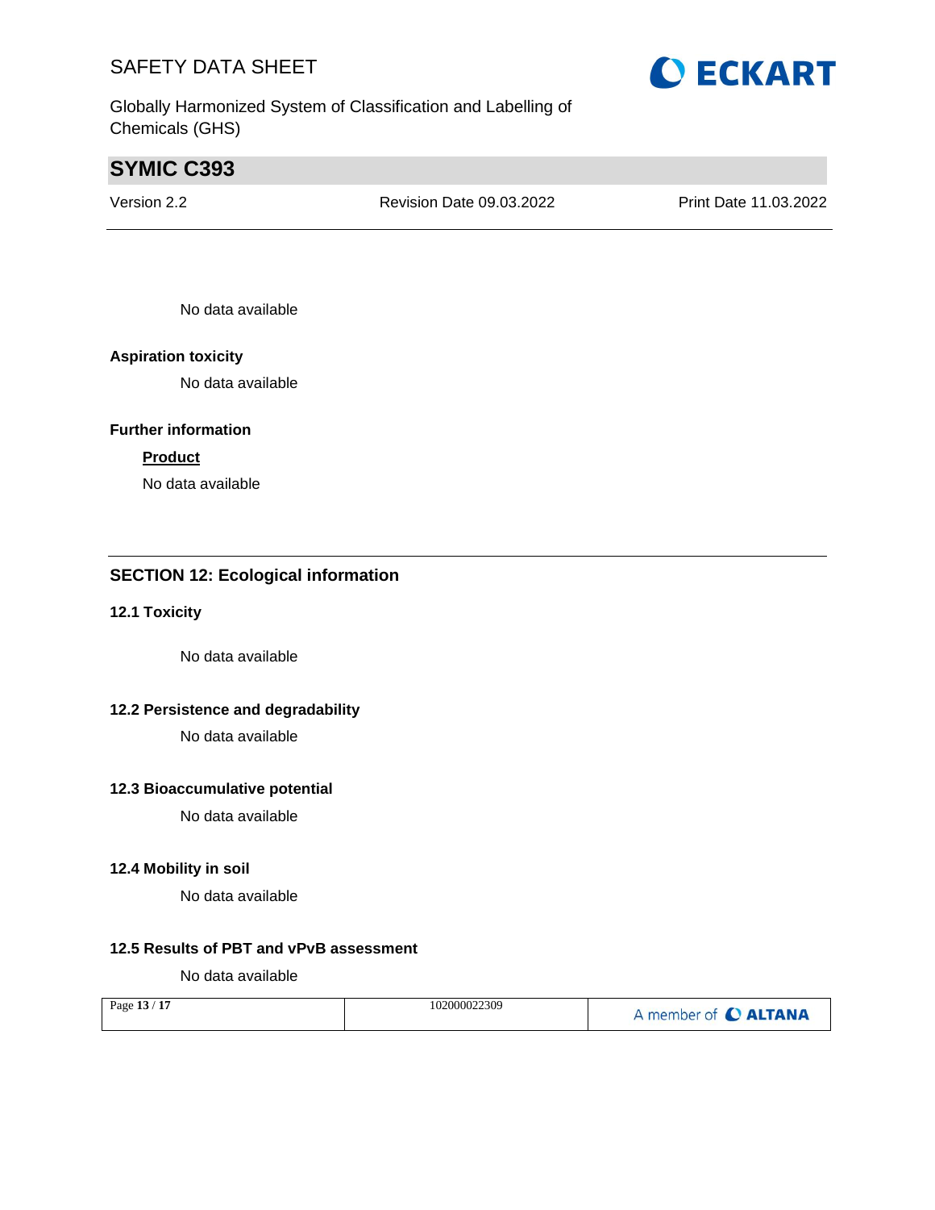No data available

**Aspiration toxicity**

No data available

**Further information**

**Product**

No data available

## SECTION 12: Ecological information

### 12.1 Toxicity

No data available

### 12.2 Persistence and degradability

No data available

### 12.3 Bioaccumulative potential

No data available

### 12.4 Mobility in soil

No data available

### 12.5 Results of PBT and vPvB assessment

No data available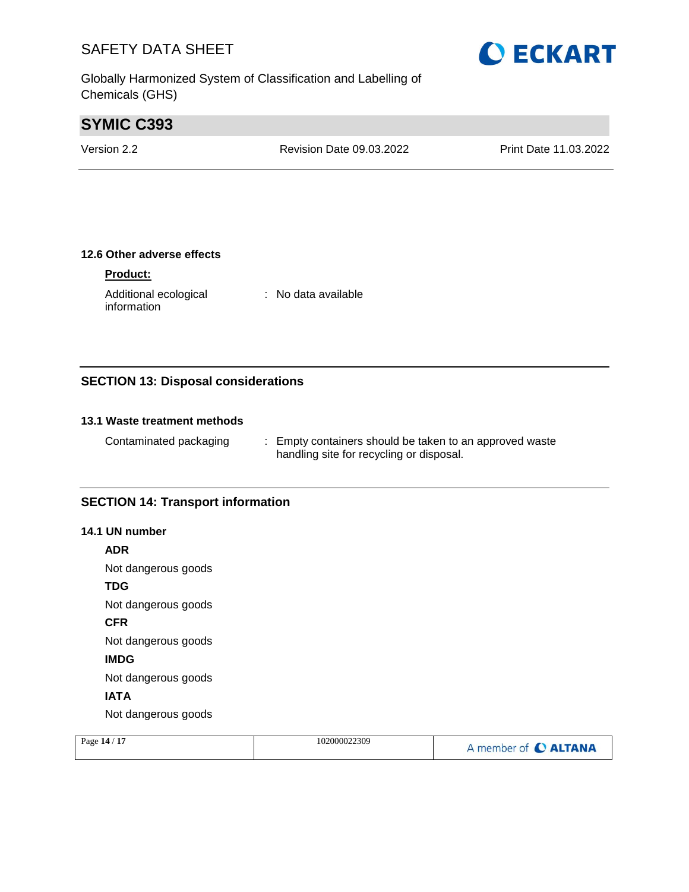### 12.6 Other adverse effects

**Product:**

Additional ecological information : No data available

## SECTION 13: Disposal considerations

### 13.1 Waste treatment methods

Contaminated packaging : Empty containers should be taken to an approved waste handling site for recycling or disposal.

## SECTION 14: Transport information

### 14.1 UN number

**ADR**

Not dangerous goods

**TDG**

Not dangerous goods

**CFR**

Not dangerous goods

**IMDG**

Not dangerous goods

**IATA**

Not dangerous goods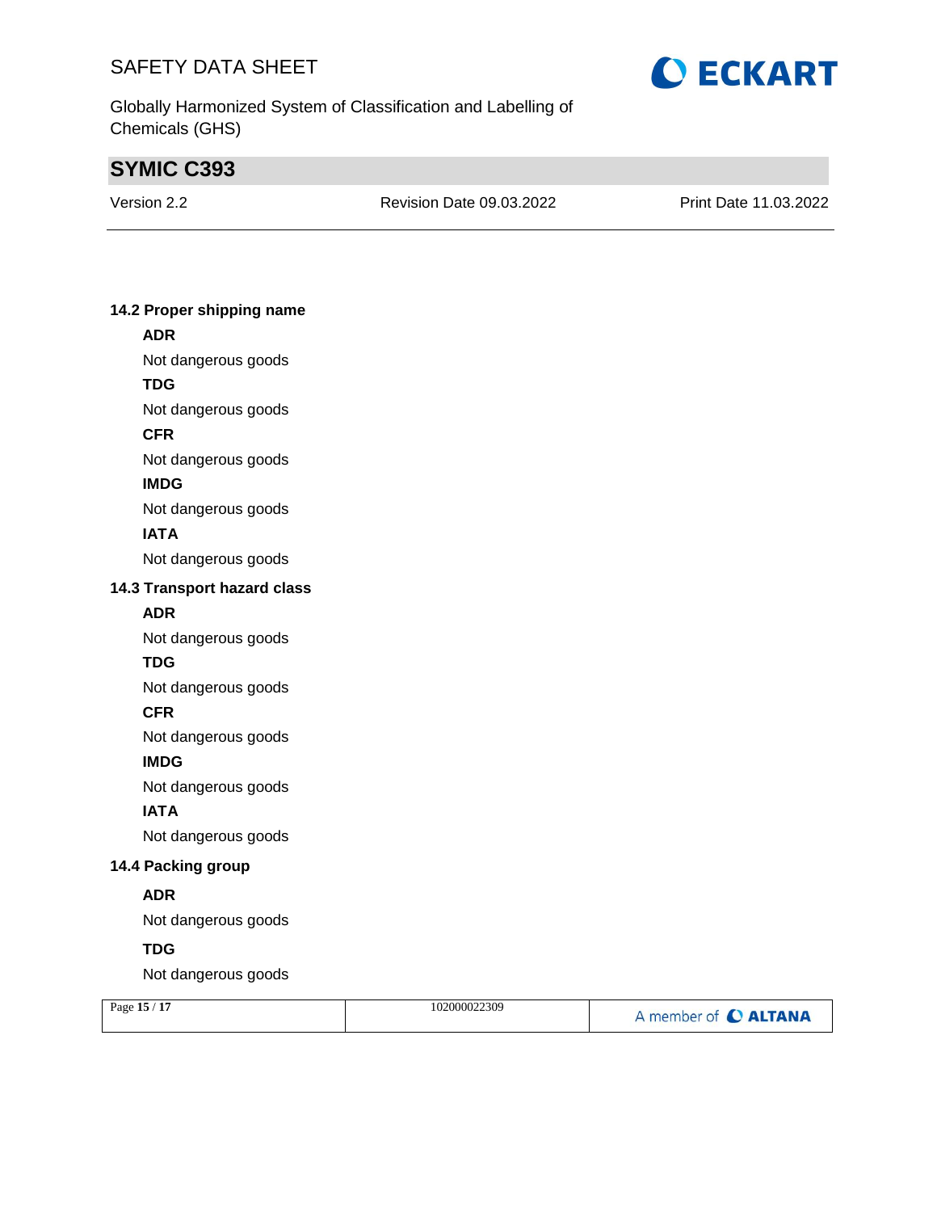### 14.2 Proper shipping name

**ADR**

Not dangerous goods

**TDG**

Not dangerous goods

**CFR**

Not dangerous goods

**IMDG**

Not dangerous goods

**IATA**

Not dangerous goods

### 14.3 Transport hazard class

**ADR**

Not dangerous goods

**TDG**

Not dangerous goods

**CFR**

Not dangerous goods

**IMDG**

Not dangerous goods

**IATA**

Not dangerous goods

### 14.4 Packing group

**ADR**

Not dangerous goods

**TDG**

Not dangerous goods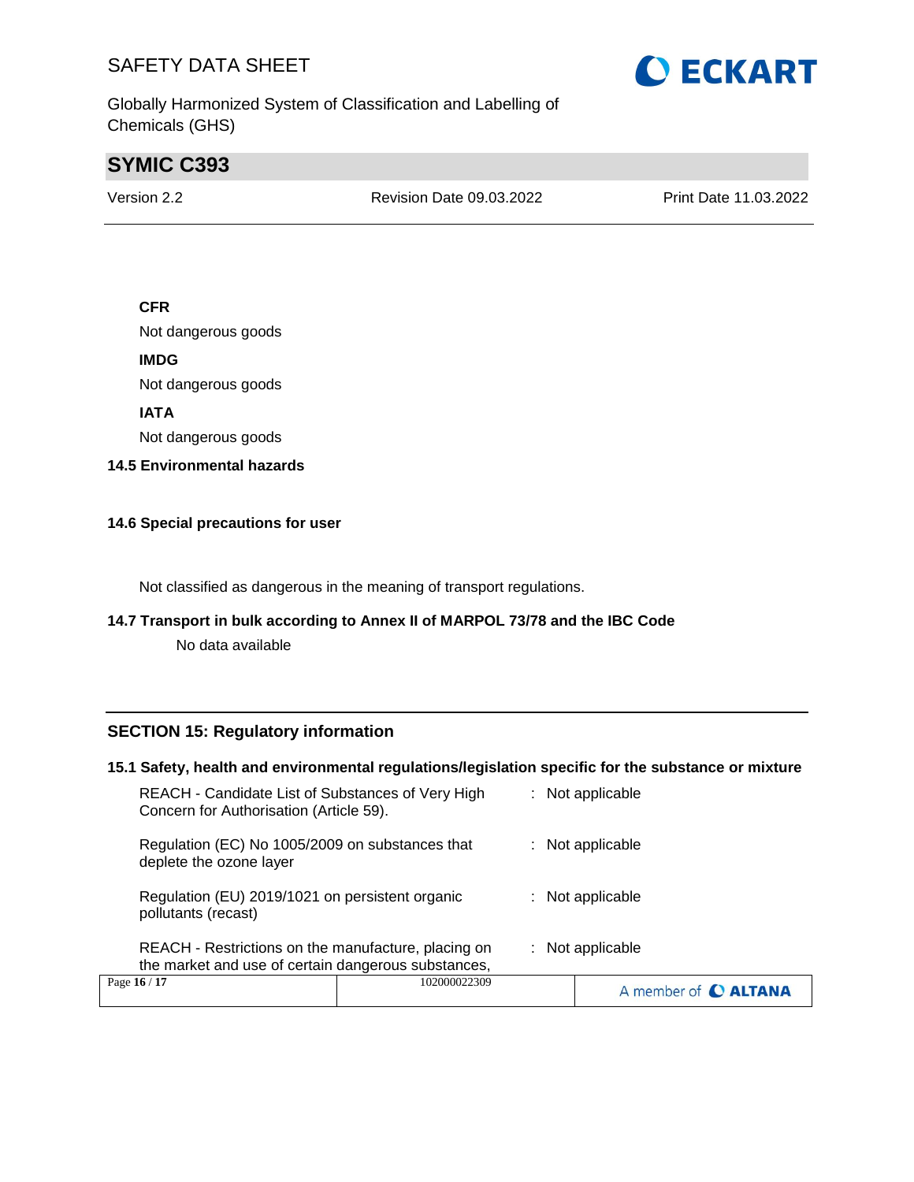**CFR**

Not dangerous goods

**IMDG**

Not dangerous goods

**IATA**

Not dangerous goods

### 14.5 Environmental hazards

### 14.6 Special precautions for user

Not classified as dangerous in the meaning of transport regulations.

### 14.7 Transport in bulk according to Annex II of MARPOL 73/78 and the IBC Code

No data available

## SECTION 15: Regulatory information

### 15.1 Safety, health and environmental regulations/legislation specific for the substance or mixture

| | | |
|---|---|---|
| REACH - Candidate List of Substances of Very High Concern for Authorisation (Article 59). | : | Not applicable |
| Regulation (EC) No 1005/2009 on substances that deplete the ozone layer | : | Not applicable |
| Regulation (EU) 2019/1021 on persistent organic pollutants (recast) | : | Not applicable |
| REACH - Restrictions on the manufacture, placing on the market and use of certain dangerous substances, | : | Not applicable |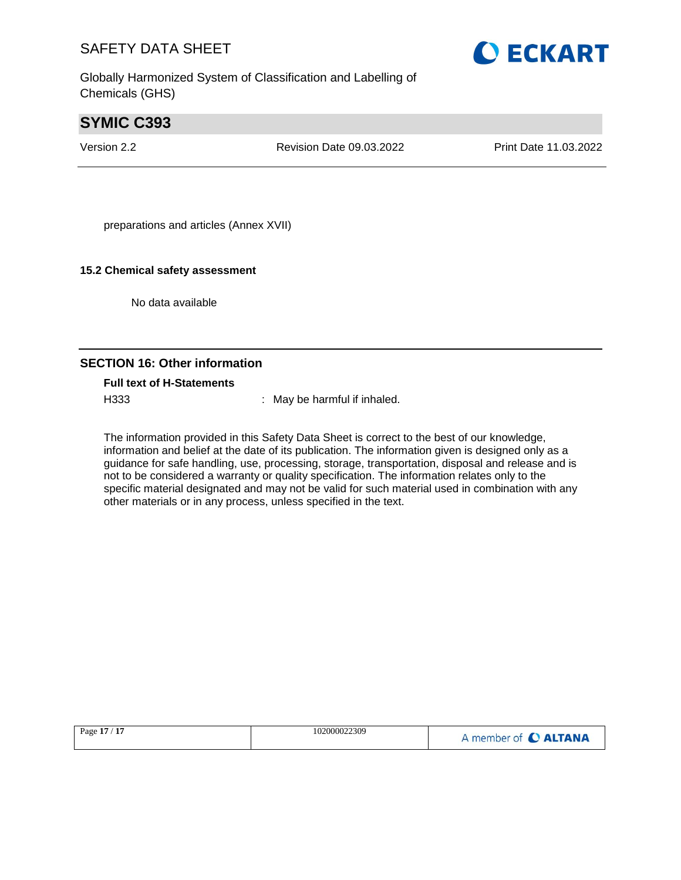preparations and articles (Annex XVII)

### 15.2 Chemical safety assessment

No data available

## SECTION 16: Other information

**Full text of H-Statements**

| | |
|---|---|
| H333 | : May be harmful if inhaled. |

The information provided in this Safety Data Sheet is correct to the best of our knowledge, information and belief at the date of its publication. The information given is designed only as a guidance for safe handling, use, processing, storage, transportation, disposal and release and is not to be considered a warranty or quality specification. The information relates only to the specific material designated and may not be valid for such material used in combination with any other materials or in any process, unless specified in the text.